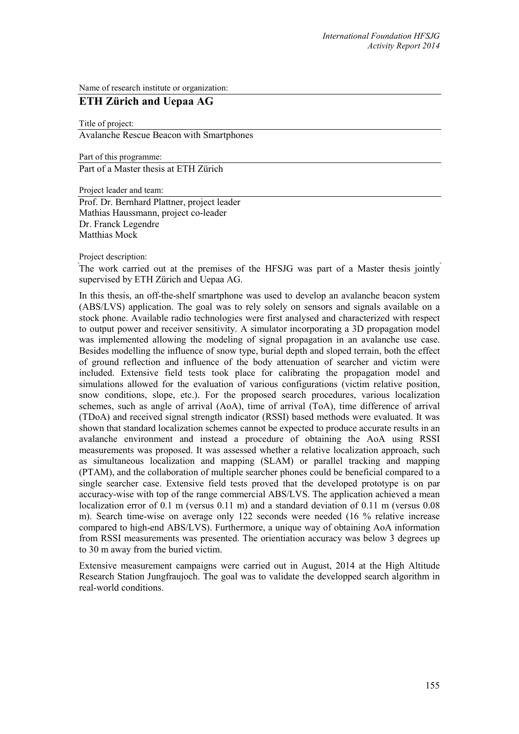Name of research institute or organization:

## ETH Zürich and Uepaa AG

Title of project:

Avalanche Rescue Beacon with Smartphones

Part of this programme:

Part of a Master thesis at ETH Zürich

Project leader and team:

Prof. Dr. Bernhard Plattner, project leader
Mathias Haussmann, project co-leader
Dr. Franck Legendre
Matthias Mock

Project description:

The work carried out at the premises of the HFSJG was part of a Master thesis jointly supervised by ETH Zürich and Uepaa AG.

In this thesis, an off-the-shelf smartphone was used to develop an avalanche beacon system (ABS/LVS) application. The goal was to rely solely on sensors and signals available on a stock phone. Available radio technologies were first analysed and characterized with respect to output power and receiver sensitivity. A simulator incorporating a 3D propagation model was implemented allowing the modeling of signal propagation in an avalanche use case. Besides modelling the influence of snow type, burial depth and sloped terrain, both the effect of ground reflection and influence of the body attenuation of searcher and victim were included. Extensive field tests took place for calibrating the propagation model and simulations allowed for the evaluation of various configurations (victim relative position, snow conditions, slope, etc.). For the proposed search procedures, various localization schemes, such as angle of arrival (AoA), time of arrival (ToA), time difference of arrival (TDoA) and received signal strength indicator (RSSI) based methods were evaluated. It was shown that standard localization schemes cannot be expected to produce accurate results in an avalanche environment and instead a procedure of obtaining the AoA using RSSI measurements was proposed. It was assessed whether a relative localization approach, such as simultaneous localization and mapping (SLAM) or parallel tracking and mapping (PTAM), and the collaboration of multiple searcher phones could be beneficial compared to a single searcher case. Extensive field tests proved that the developed prototype is on par accuracy-wise with top of the range commercial ABS/LVS. The application achieved a mean localization error of 0.1 m (versus 0.11 m) and a standard deviation of 0.11 m (versus 0.08 m). Search time-wise on average only 122 seconds were needed (16 % relative increase compared to high-end ABS/LVS). Furthermore, a unique way of obtaining AoA information from RSSI measurements was presented. The orientiation accuracy was below 3 degrees up to 30 m away from the buried victim.

Extensive measurement campaigns were carried out in August, 2014 at the High Altitude Research Station Jungfraujoch. The goal was to validate the developped search algorithm in real-world conditions.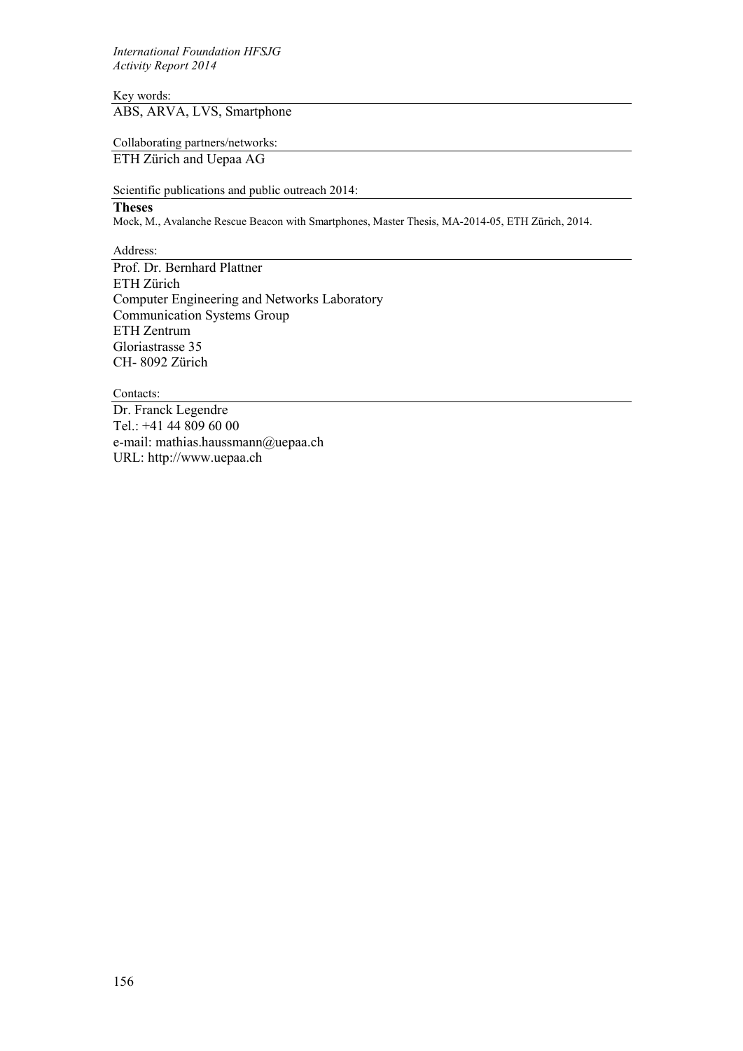Key words:

ABS, ARVA, LVS, Smartphone

Collaborating partners/networks:

ETH Zürich and Uepaa AG

Scientific publications and public outreach 2014:

**Theses**

Mock, M., Avalanche Rescue Beacon with Smartphones, Master Thesis, MA-2014-05, ETH Zürich, 2014.

Address:

Prof. Dr. Bernhard Plattner
ETH Zürich
Computer Engineering and Networks Laboratory
Communication Systems Group
ETH Zentrum
Gloriastrasse 35
CH- 8092 Zürich

Contacts:

Dr. Franck Legendre
Tel.: +41 44 809 60 00
e-mail: mathias.haussmann@uepaa.ch
URL: http://www.uepaa.ch